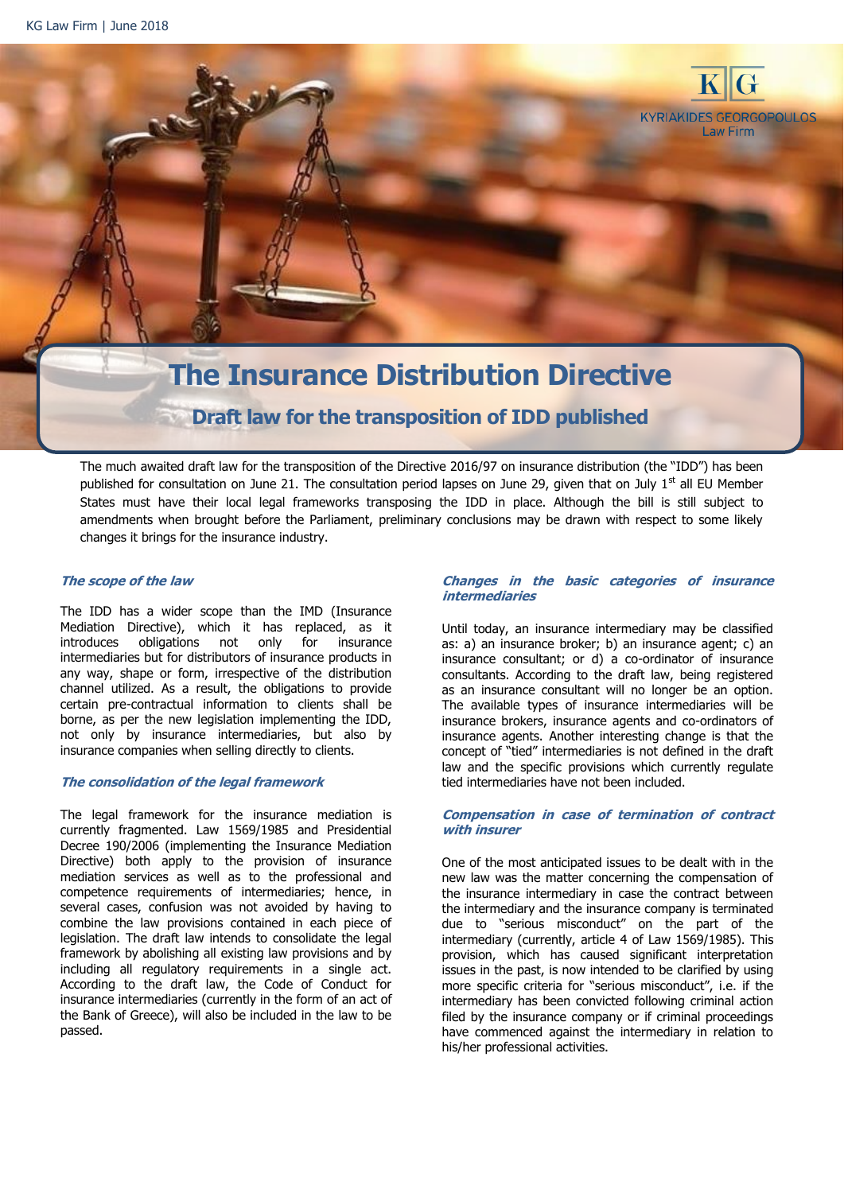# The Insurance Distribution Directive

## Draft law for the transposition of IDD published

The much awaited draft law for the transposition of the Directive 2016/97 on insurance distribution (the "IDD") has been published for consultation on June 21. The consultation period lapses on June 29, given that on July 1st all EU Member States must have their local legal frameworks transposing the IDD in place. Although the bill is still subject to amendments when brought before the Parliament, preliminary conclusions may be drawn with respect to some likely changes it brings for the insurance industry.

### *The scope of the law*

The IDD has a wider scope than the IMD (Insurance Mediation Directive), which it has replaced, as it introduces obligations not only for insurance intermediaries but for distributors of insurance products in any way, shape or form, irrespective of the distribution channel utilized. As a result, the obligations to provide certain pre-contractual information to clients shall be borne, as per the new legislation implementing the IDD, not only by insurance intermediaries, but also by insurance companies when selling directly to clients.

### *The consolidation of the legal framework*

The legal framework for the insurance mediation is currently fragmented. Law 1569/1985 and Presidential Decree 190/2006 (implementing the Insurance Mediation Directive) both apply to the provision of insurance mediation services as well as to the professional and competence requirements of intermediaries; hence, in several cases, confusion was not avoided by having to combine the law provisions contained in each piece of legislation. The draft law intends to consolidate the legal framework by abolishing all existing law provisions and by including all regulatory requirements in a single act. According to the draft law, the Code of Conduct for insurance intermediaries (currently in the form of an act of the Bank of Greece), will also be included in the law to be passed.

### *Changes in the basic categories of insurance intermediaries*

Until today, an insurance intermediary may be classified as: a) an insurance broker; b) an insurance agent; c) an insurance consultant; or d) a co-ordinator of insurance consultants. According to the draft law, being registered as an insurance consultant will no longer be an option. The available types of insurance intermediaries will be insurance brokers, insurance agents and co-ordinators of insurance agents. Another interesting change is that the concept of "tied" intermediaries is not defined in the draft law and the specific provisions which currently regulate tied intermediaries have not been included.

### *Compensation in case of termination of contract with insurer*

One of the most anticipated issues to be dealt with in the new law was the matter concerning the compensation of the insurance intermediary in case the contract between the intermediary and the insurance company is terminated due to "serious misconduct" on the part of the intermediary (currently, article 4 of Law 1569/1985). This provision, which has caused significant interpretation issues in the past, is now intended to be clarified by using more specific criteria for "serious misconduct", i.e. if the intermediary has been convicted following criminal action filed by the insurance company or if criminal proceedings have commenced against the intermediary in relation to his/her professional activities.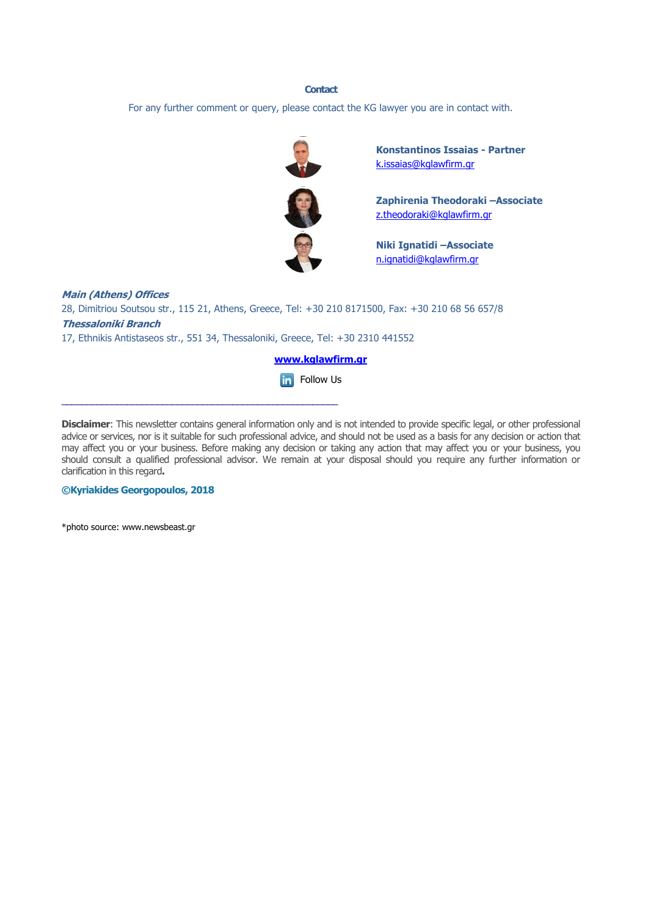**Contact**

For any further comment or query, please contact the KG lawyer you are in contact with.

**Konstantinos Issaias - Partner**
k.issaias@kglawfirm.gr

**Zaphirenia Theodoraki –Associate**
z.theodoraki@kglawfirm.gr

**Niki Ignatidi –Associate**
n.ignatidi@kglawfirm.gr

***Main (Athens) Offices***
28, Dimitriou Soutsou str., 115 21, Athens, Greece, Tel: +30 210 8171500, Fax: +30 210 68 56 657/8
***Thessaloniki Branch***
17, Ethnikis Antistaseos str., 551 34, Thessaloniki, Greece, Tel: +30 2310 441552

**www.kglawfirm.gr**

Follow Us

---

**Disclaimer**: This newsletter contains general information only and is not intended to provide specific legal, or other professional advice or services, nor is it suitable for such professional advice, and should not be used as a basis for any decision or action that may affect you or your business. Before making any decision or taking any action that may affect you or your business, you should consult a qualified professional advisor. We remain at your disposal should you require any further information or clarification in this regard**.**

**©Kyriakides Georgopoulos, 2018**

*photo source: www.newsbeast.gr